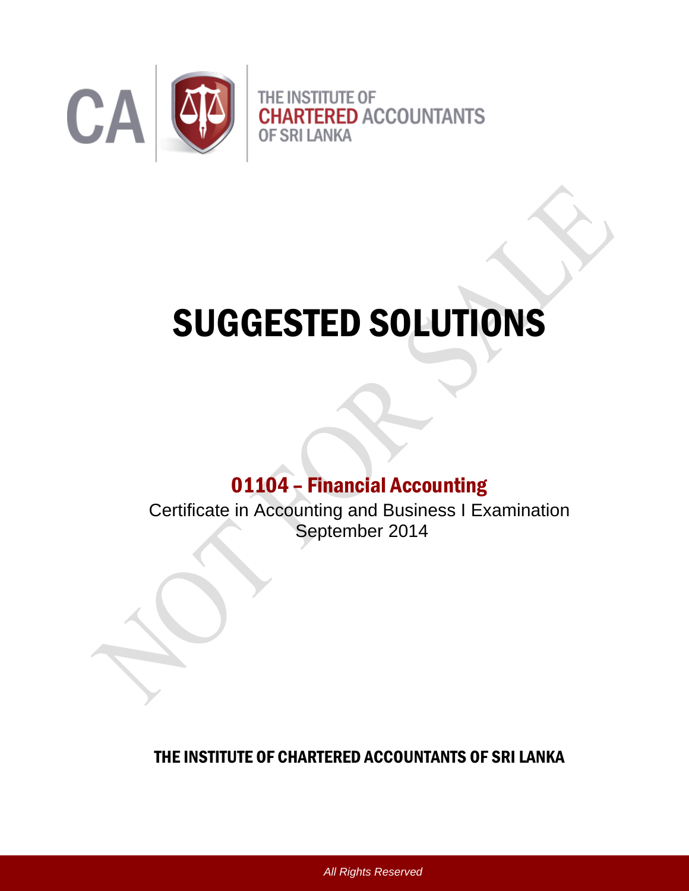THE INSTITUTE OF CHARTERED ACCOUNTANTS OF SRI LANKA

# SUGGESTED SOLUTIONS

## 01104 – Financial Accounting

Certificate in Accounting and Business I Examination
September 2014

**THE INSTITUTE OF CHARTERED ACCOUNTANTS OF SRI LANKA**

*All Rights Reserved*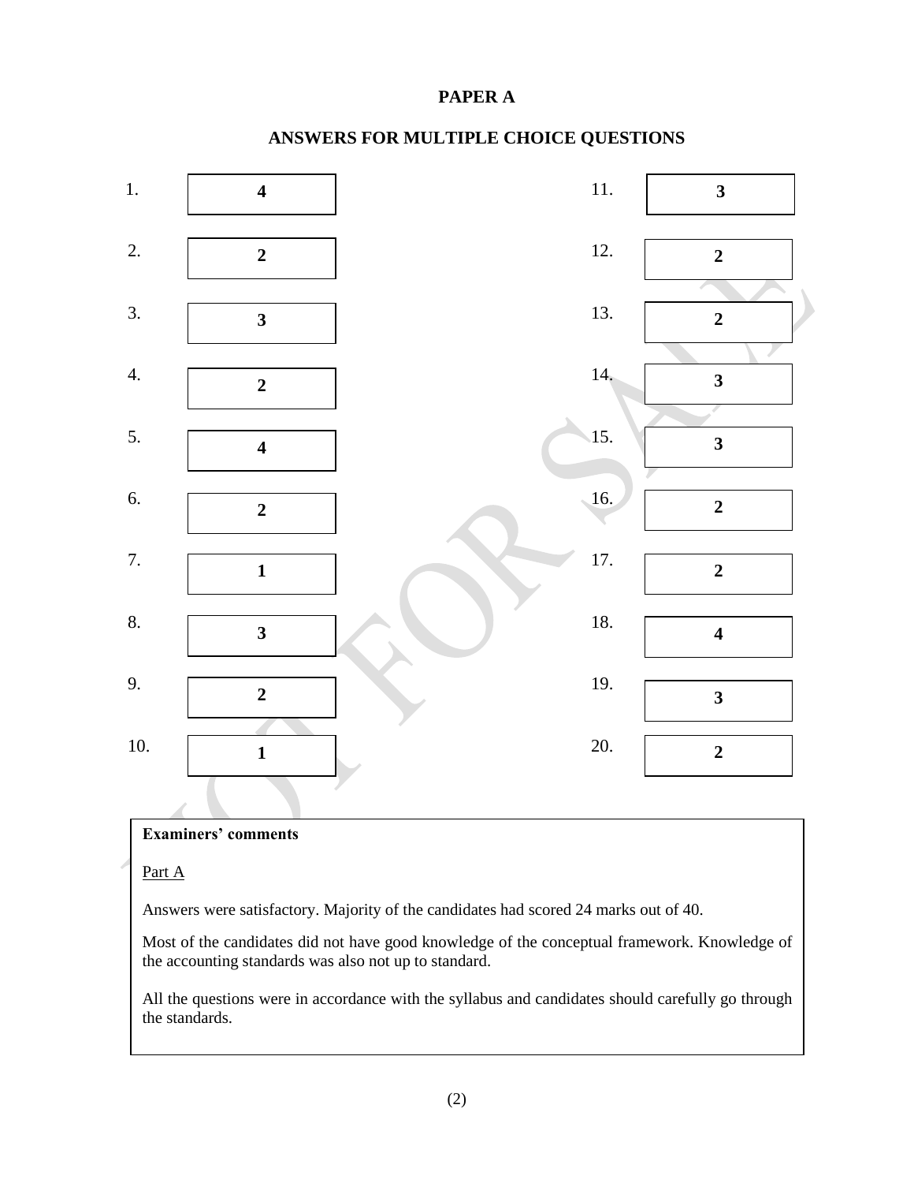# PAPER A

## ANSWERS FOR MULTIPLE CHOICE QUESTIONS

| Question | Answer | Question | Answer |
|---|---|---|---|
| 1. | **4** | 11. | **3** |
| 2. | **2** | 12. | **2** |
| 3. | **3** | 13. | **2** |
| 4. | **2** | 14. | **3** |
| 5. | **4** | 15. | **3** |
| 6. | **2** | 16. | **2** |
| 7. | **1** | 17. | **2** |
| 8. | **3** | 18. | **4** |
| 9. | **2** | 19. | **3** |
| 10. | **1** | 20. | **2** |

**Examiners' comments**

Part A

Answers were satisfactory. Majority of the candidates had scored 24 marks out of 40.

Most of the candidates did not have good knowledge of the conceptual framework. Knowledge of the accounting standards was also not up to standard.

All the questions were in accordance with the syllabus and candidates should carefully go through the standards.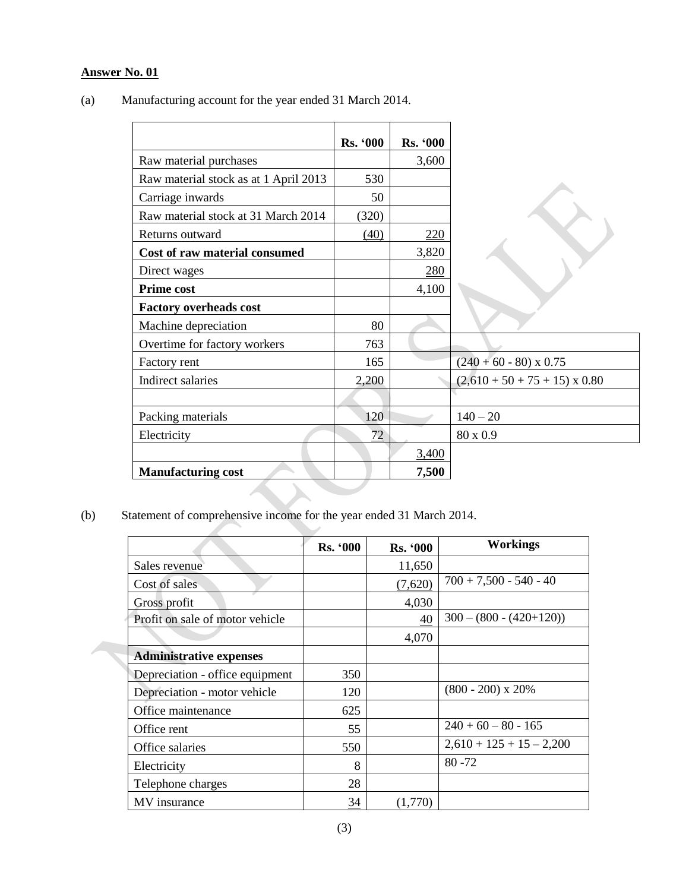**Answer No. 01**

(a) Manufacturing account for the year ended 31 March 2014.

| | Rs. '000 | Rs. '000 | |
|---|---|---|---|
| Raw material purchases | | 3,600 | |
| Raw material stock as at 1 April 2013 | 530 | | |
| Carriage inwards | 50 | | |
| Raw material stock at 31 March 2014 | (320) | | |
| Returns outward | (40) | 220 | |
| **Cost of raw material consumed** | | 3,820 | |
| Direct wages | | 280 | |
| **Prime cost** | | 4,100 | |
| **Factory overheads cost** | | | |
| Machine depreciation | 80 | | |
| Overtime for factory workers | 763 | | |
| Factory rent | 165 | | (240 + 60 - 80) x 0.75 |
| Indirect salaries | 2,200 | | (2,610 + 50 + 75 + 15) x 0.80 |
| | | | |
| Packing materials | 120 | | 140 – 20 |
| Electricity | 72 | | 80 x 0.9 |
| | | 3,400 | |
| **Manufacturing cost** | | **7,500** | |

(b) Statement of comprehensive income for the year ended 31 March 2014.

| | Rs. '000 | Rs. '000 | Workings |
|---|---|---|---|
| Sales revenue | | 11,650 | |
| Cost of sales | | (7,620) | 700 + 7,500 - 540 - 40 |
| Gross profit | | 4,030 | |
| Profit on sale of motor vehicle | | 40 | 300 – (800 - (420+120)) |
| | | 4,070 | |
| **Administrative expenses** | | | |
| Depreciation - office equipment | 350 | | |
| Depreciation - motor vehicle | 120 | | (800 - 200) x 20% |
| Office maintenance | 625 | | |
| Office rent | 55 | | 240 + 60 – 80 - 165 |
| Office salaries | 550 | | 2,610 + 125 + 15 – 2,200 |
| Electricity | 8 | | 80 -72 |
| Telephone charges | 28 | | |
| MV insurance | 34 | (1,770) | |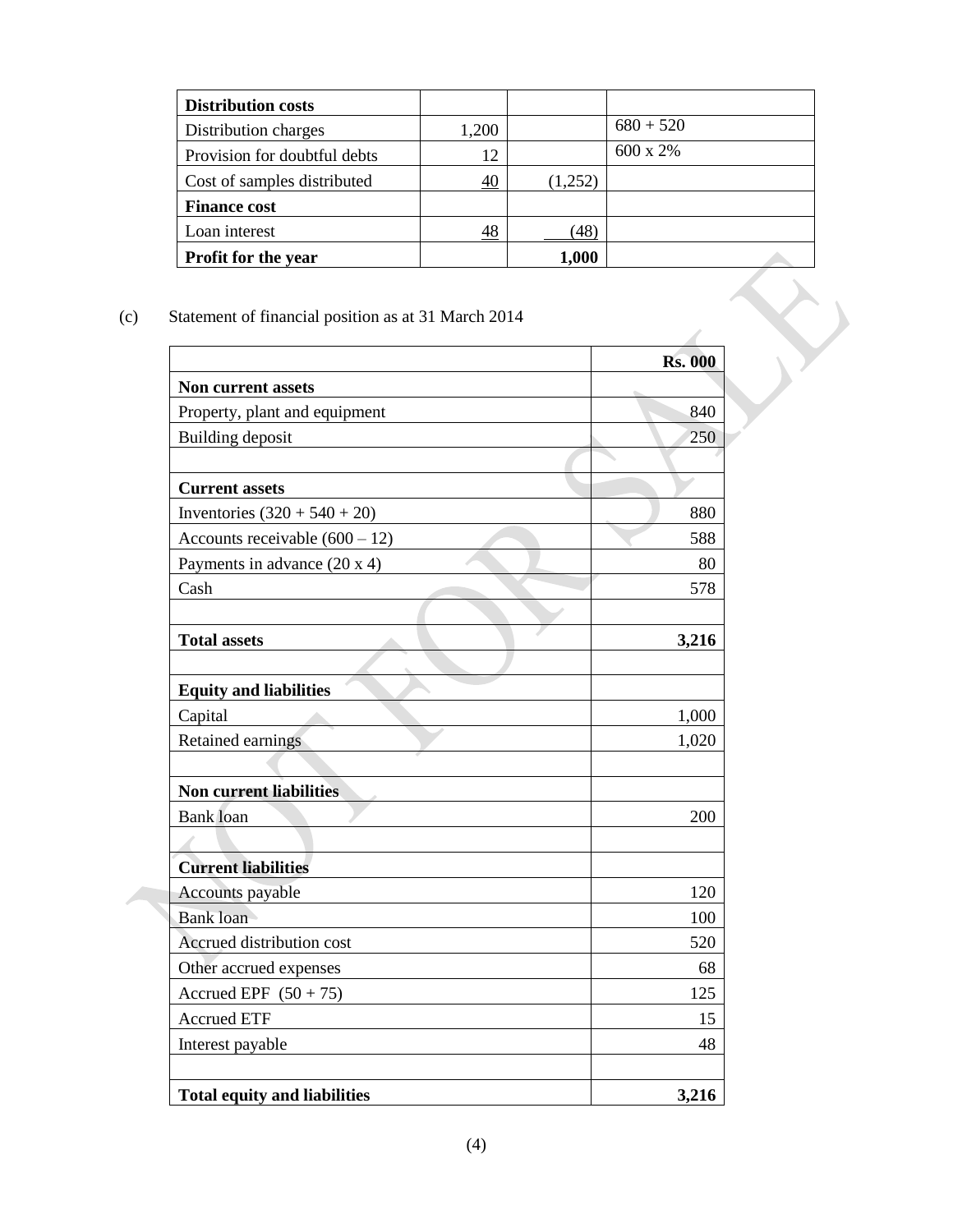| | | | |
|---|---|---|---|
| **Distribution costs** | | | |
| Distribution charges | 1,200 | | 680 + 520 |
| Provision for doubtful debts | 12 | | 600 x 2% |
| Cost of samples distributed | 40 | (1,252) | |
| **Finance cost** | | | |
| Loan interest | 48 | (48) | |
| **Profit for the year** | | **1,000** | |

(c) Statement of financial position as at 31 March 2014

| | **Rs. 000** |
|---|---|
| **Non current assets** | |
| Property, plant and equipment | 840 |
| Building deposit | 250 |
| | |
| **Current assets** | |
| Inventories (320 + 540 + 20) | 880 |
| Accounts receivable (600 – 12) | 588 |
| Payments in advance (20 x 4) | 80 |
| Cash | 578 |
| | |
| **Total assets** | **3,216** |
| | |
| **Equity and liabilities** | |
| Capital | 1,000 |
| Retained earnings | 1,020 |
| | |
| **Non current liabilities** | |
| Bank loan | 200 |
| | |
| **Current liabilities** | |
| Accounts payable | 120 |
| Bank loan | 100 |
| Accrued distribution cost | 520 |
| Other accrued expenses | 68 |
| Accrued EPF (50 + 75) | 125 |
| Accrued ETF | 15 |
| Interest payable | 48 |
| | |
| **Total equity and liabilities** | **3,216** |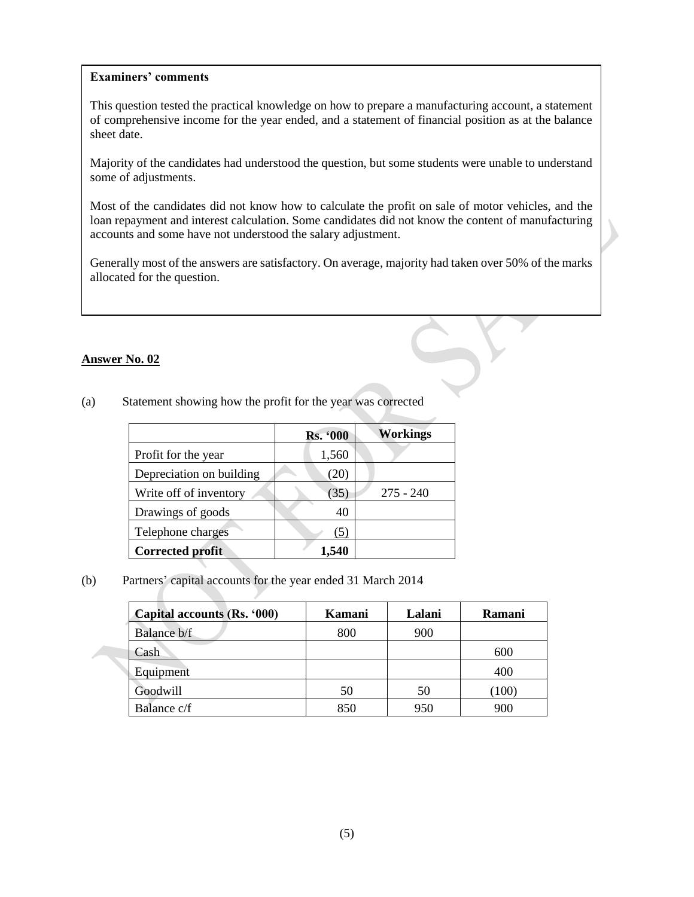**Examiners' comments**

This question tested the practical knowledge on how to prepare a manufacturing account, a statement of comprehensive income for the year ended, and a statement of financial position as at the balance sheet date.

Majority of the candidates had understood the question, but some students were unable to understand some of adjustments.

Most of the candidates did not know how to calculate the profit on sale of motor vehicles, and the loan repayment and interest calculation. Some candidates did not know the content of manufacturing accounts and some have not understood the salary adjustment.

Generally most of the answers are satisfactory. On average, majority had taken over 50% of the marks allocated for the question.

**Answer No. 02**

(a) Statement showing how the profit for the year was corrected

| | Rs. '000 | Workings |
|---|---|---|
| Profit for the year | 1,560 | |
| Depreciation on building | (20) | |
| Write off of inventory | (35) | 275 - 240 |
| Drawings of goods | 40 | |
| Telephone charges | (5) | |
| **Corrected profit** | **1,540** | |

(b) Partners' capital accounts for the year ended 31 March 2014

| Capital accounts (Rs. '000) | Kamani | Lalani | Ramani |
|---|---|---|---|
| Balance b/f | 800 | 900 | |
| Cash | | | 600 |
| Equipment | | | 400 |
| Goodwill | 50 | 50 | (100) |
| Balance c/f | 850 | 950 | 900 |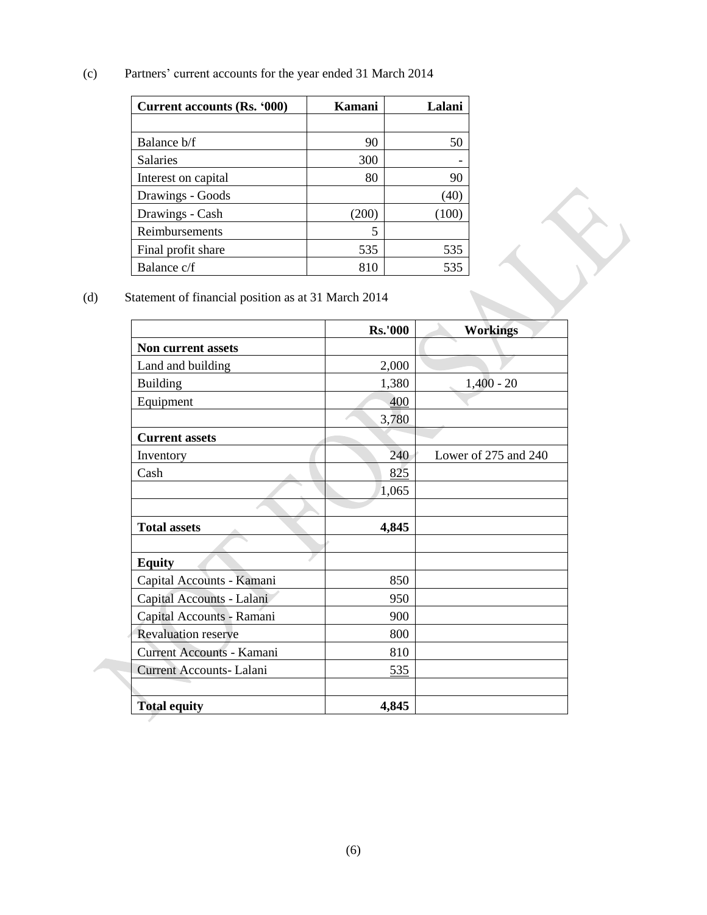(c) Partners' current accounts for the year ended 31 March 2014

| Current accounts (Rs. '000) | Kamani | Lalani |
|---|---|---|
| | | |
| Balance b/f | 90 | 50 |
| Salaries | 300 | - |
| Interest on capital | 80 | 90 |
| Drawings - Goods | | (40) |
| Drawings - Cash | (200) | (100) |
| Reimbursements | 5 | |
| Final profit share | 535 | 535 |
| Balance c/f | 810 | 535 |

(d) Statement of financial position as at 31 March 2014

| | Rs.'000 | Workings |
|---|---|---|
| **Non current assets** | | |
| Land and building | 2,000 | |
| Building | 1,380 | 1,400 - 20 |
| Equipment | 400 | |
| | 3,780 | |
| **Current assets** | | |
| Inventory | 240 | Lower of 275 and 240 |
| Cash | 825 | |
| | 1,065 | |
| | | |
| **Total assets** | **4,845** | |
| | | |
| **Equity** | | |
| Capital Accounts - Kamani | 850 | |
| Capital Accounts - Lalani | 950 | |
| Capital Accounts - Ramani | 900 | |
| Revaluation reserve | 800 | |
| Current Accounts - Kamani | 810 | |
| Current Accounts- Lalani | 535 | |
| | | |
| **Total equity** | **4,845** | |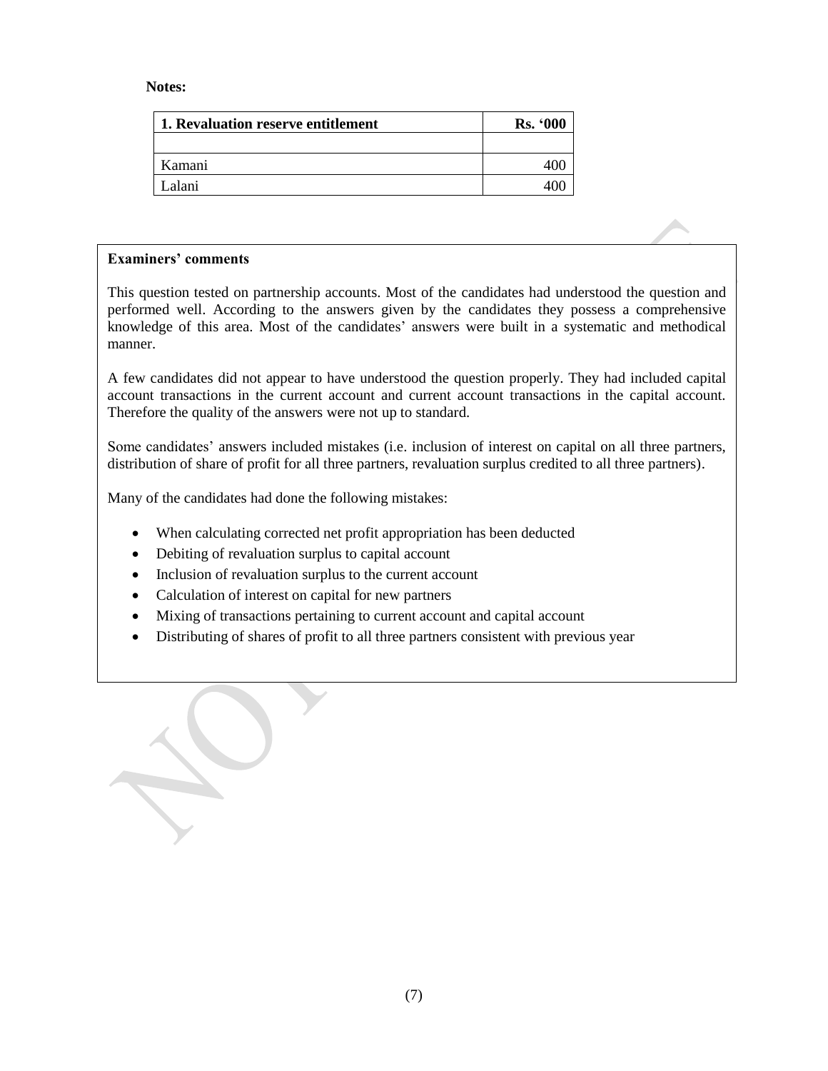**Notes:**

| 1. Revaluation reserve entitlement | Rs. '000 |
|---|---|
| | |
| Kamani | 400 |
| Lalani | 400 |

**Examiners' comments**

This question tested on partnership accounts. Most of the candidates had understood the question and performed well. According to the answers given by the candidates they possess a comprehensive knowledge of this area. Most of the candidates' answers were built in a systematic and methodical manner.

A few candidates did not appear to have understood the question properly. They had included capital account transactions in the current account and current account transactions in the capital account. Therefore the quality of the answers were not up to standard.

Some candidates' answers included mistakes (i.e. inclusion of interest on capital on all three partners, distribution of share of profit for all three partners, revaluation surplus credited to all three partners).

Many of the candidates had done the following mistakes:

- When calculating corrected net profit appropriation has been deducted
- Debiting of revaluation surplus to capital account
- Inclusion of revaluation surplus to the current account
- Calculation of interest on capital for new partners
- Mixing of transactions pertaining to current account and capital account
- Distributing of shares of profit to all three partners consistent with previous year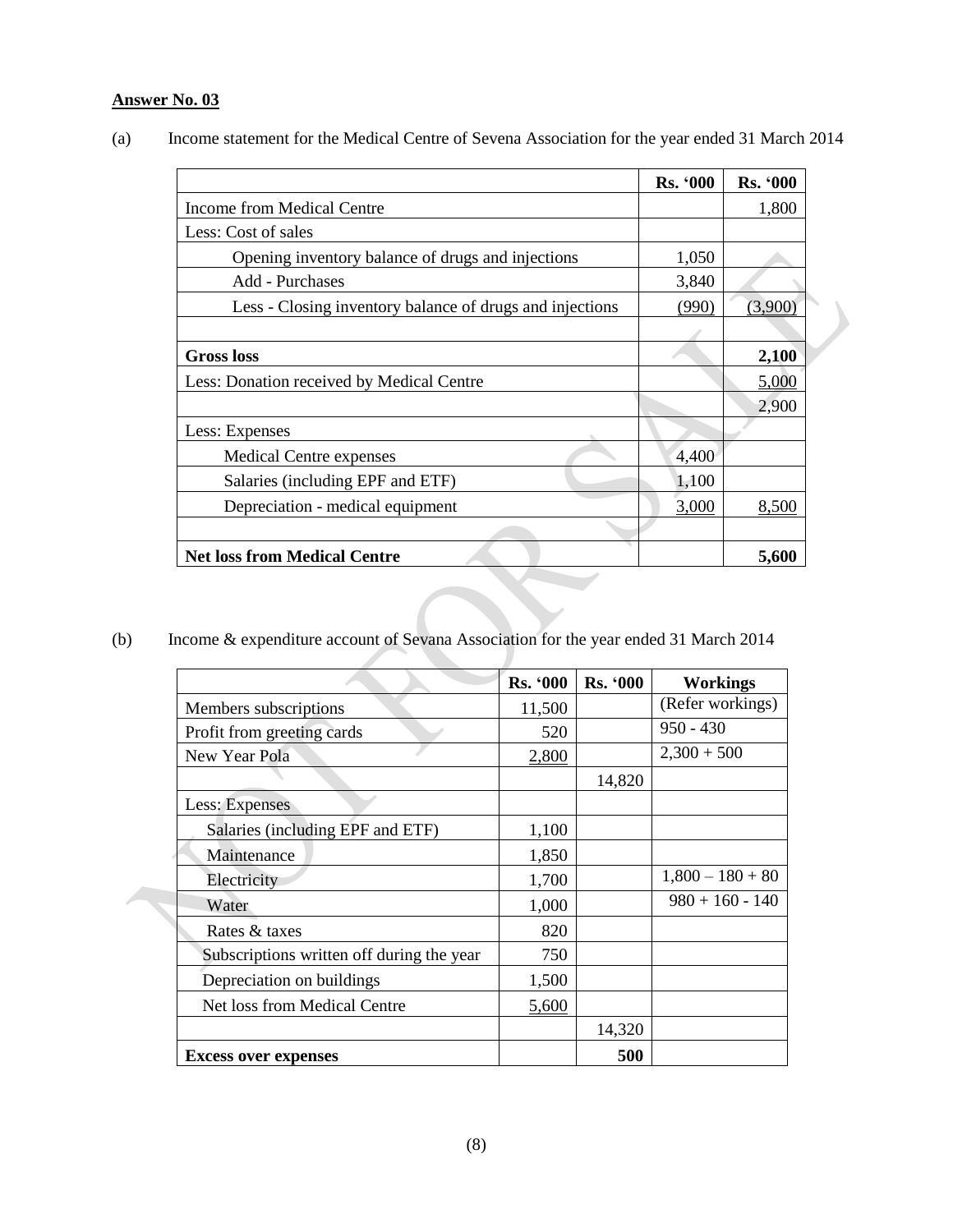**Answer No. 03**

(a) Income statement for the Medical Centre of Sevena Association for the year ended 31 March 2014

| | Rs. '000 | Rs. '000 |
|---|---|---|
| Income from Medical Centre | | 1,800 |
| Less: Cost of sales | | |
| Opening inventory balance of drugs and injections | 1,050 | |
| Add - Purchases | 3,840 | |
| Less - Closing inventory balance of drugs and injections | (990) | (3,900) |
| | | |
| **Gross loss** | | **2,100** |
| Less: Donation received by Medical Centre | | 5,000 |
| | | 2,900 |
| Less: Expenses | | |
| Medical Centre expenses | 4,400 | |
| Salaries (including EPF and ETF) | 1,100 | |
| Depreciation - medical equipment | 3,000 | 8,500 |
| | | |
| **Net loss from Medical Centre** | | **5,600** |

(b) Income & expenditure account of Sevana Association for the year ended 31 March 2014

| | Rs. '000 | Rs. '000 | Workings |
|---|---|---|---|
| Members subscriptions | 11,500 | | (Refer workings) |
| Profit from greeting cards | 520 | | 950 - 430 |
| New Year Pola | 2,800 | | 2,300 + 500 |
| | | 14,820 | |
| Less: Expenses | | | |
| Salaries (including EPF and ETF) | 1,100 | | |
| Maintenance | 1,850 | | |
| Electricity | 1,700 | | 1,800 – 180 + 80 |
| Water | 1,000 | | 980 + 160 - 140 |
| Rates & taxes | 820 | | |
| Subscriptions written off during the year | 750 | | |
| Depreciation on buildings | 1,500 | | |
| Net loss from Medical Centre | 5,600 | | |
| | | 14,320 | |
| **Excess over expenses** | | **500** | |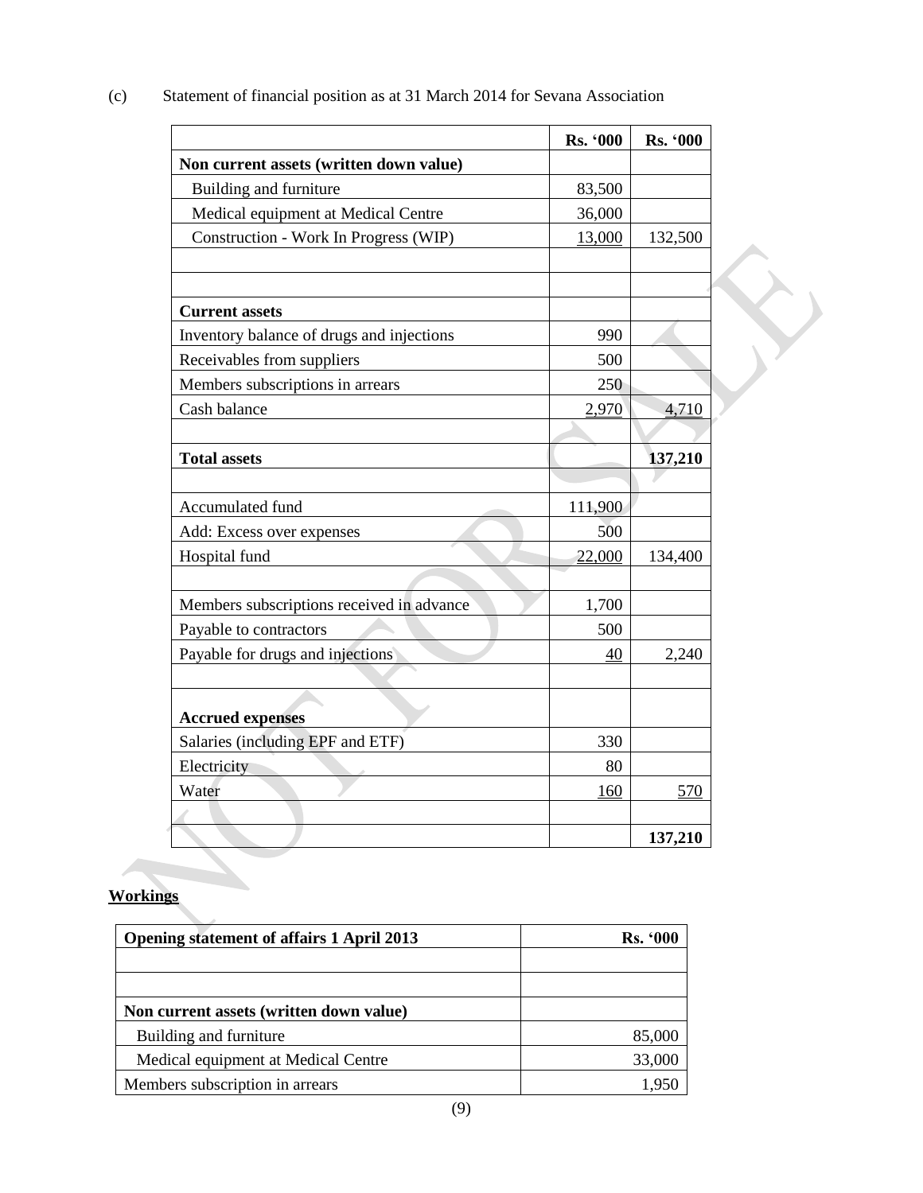(c) Statement of financial position as at 31 March 2014 for Sevana Association

| | Rs. '000 | Rs. '000 |
|---|---|---|
| **Non current assets (written down value)** | | |
| Building and furniture | 83,500 | |
| Medical equipment at Medical Centre | 36,000 | |
| Construction - Work In Progress (WIP) | 13,000 | 132,500 |
| | | |
| | | |
| **Current assets** | | |
| Inventory balance of drugs and injections | 990 | |
| Receivables from suppliers | 500 | |
| Members subscriptions in arrears | 250 | |
| Cash balance | 2,970 | 4,710 |
| | | |
| **Total assets** | | **137,210** |
| | | |
| Accumulated fund | 111,900 | |
| Add: Excess over expenses | 500 | |
| Hospital fund | 22,000 | 134,400 |
| | | |
| Members subscriptions received in advance | 1,700 | |
| Payable to contractors | 500 | |
| Payable for drugs and injections | 40 | 2,240 |
| | | |
| **Accrued expenses** | | |
| Salaries (including EPF and ETF) | 330 | |
| Electricity | 80 | |
| Water | 160 | 570 |
| | | |
| | | **137,210** |

**Workings**

| Opening statement of affairs 1 April 2013 | Rs. '000 |
|---|---|
| | |
| | |
| **Non current assets (written down value)** | |
| Building and furniture | 85,000 |
| Medical equipment at Medical Centre | 33,000 |
| Members subscription in arrears | 1,950 |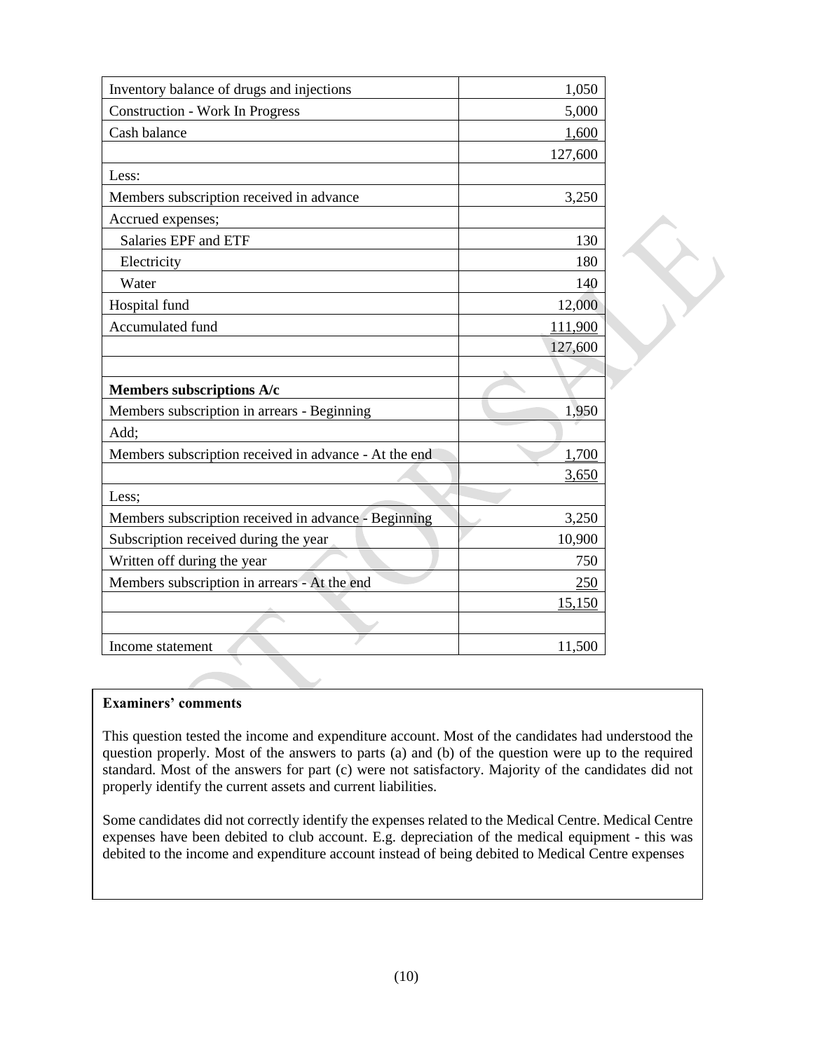| | |
|---|---|
| Inventory balance of drugs and injections | 1,050 |
| Construction - Work In Progress | 5,000 |
| Cash balance | 1,600 |
| | 127,600 |
| Less: | |
| Members subscription received in advance | 3,250 |
| Accrued expenses; | |
| Salaries EPF and ETF | 130 |
| Electricity | 180 |
| Water | 140 |
| Hospital fund | 12,000 |
| Accumulated fund | 111,900 |
| | 127,600 |
| | |
| **Members subscriptions A/c** | |
| Members subscription in arrears - Beginning | 1,950 |
| Add; | |
| Members subscription received in advance - At the end | 1,700 |
| | 3,650 |
| Less; | |
| Members subscription received in advance - Beginning | 3,250 |
| Subscription received during the year | 10,900 |
| Written off during the year | 750 |
| Members subscription in arrears - At the end | 250 |
| | 15,150 |
| | |
| Income statement | 11,500 |

**Examiners' comments**

This question tested the income and expenditure account. Most of the candidates had understood the question properly. Most of the answers to parts (a) and (b) of the question were up to the required standard. Most of the answers for part (c) were not satisfactory. Majority of the candidates did not properly identify the current assets and current liabilities.

Some candidates did not correctly identify the expenses related to the Medical Centre. Medical Centre expenses have been debited to club account. E.g. depreciation of the medical equipment - this was debited to the income and expenditure account instead of being debited to Medical Centre expenses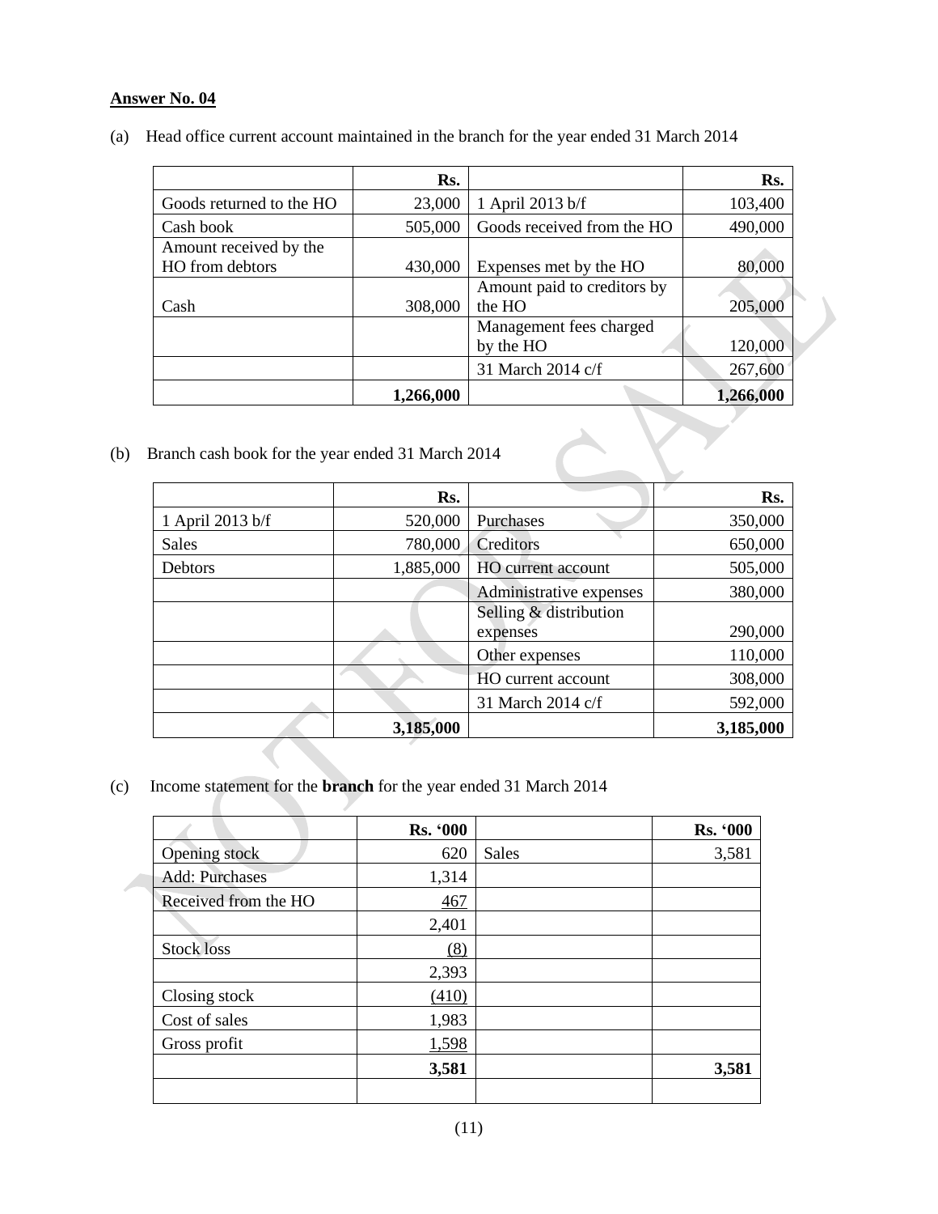**<u>Answer No. 04</u>**

(a) Head office current account maintained in the branch for the year ended 31 March 2014

| | Rs. | | Rs. |
|---|---|---|---|
| Goods returned to the HO | 23,000 | 1 April 2013 b/f | 103,400 |
| Cash book | 505,000 | Goods received from the HO | 490,000 |
| Amount received by the HO from debtors | 430,000 | Expenses met by the HO | 80,000 |
| Cash | 308,000 | Amount paid to creditors by the HO | 205,000 |
| | | Management fees charged by the HO | 120,000 |
| | | 31 March 2014 c/f | 267,600 |
| | **1,266,000** | | **1,266,000** |

(b) Branch cash book for the year ended 31 March 2014

| | Rs. | | Rs. |
|---|---|---|---|
| 1 April 2013 b/f | 520,000 | Purchases | 350,000 |
| Sales | 780,000 | Creditors | 650,000 |
| Debtors | 1,885,000 | HO current account | 505,000 |
| | | Administrative expenses | 380,000 |
| | | Selling & distribution expenses | 290,000 |
| | | Other expenses | 110,000 |
| | | HO current account | 308,000 |
| | | 31 March 2014 c/f | 592,000 |
| | **3,185,000** | | **3,185,000** |

(c) Income statement for the **branch** for the year ended 31 March 2014

| | Rs. '000 | | Rs. '000 |
|---|---|---|---|
| Opening stock | 620 | Sales | 3,581 |
| Add: Purchases | 1,314 | | |
| Received from the HO | 467 | | |
| | 2,401 | | |
| Stock loss | (8) | | |
| | 2,393 | | |
| Closing stock | (410) | | |
| Cost of sales | 1,983 | | |
| Gross profit | 1,598 | | |
| | **3,581** | | **3,581** |
| | | | |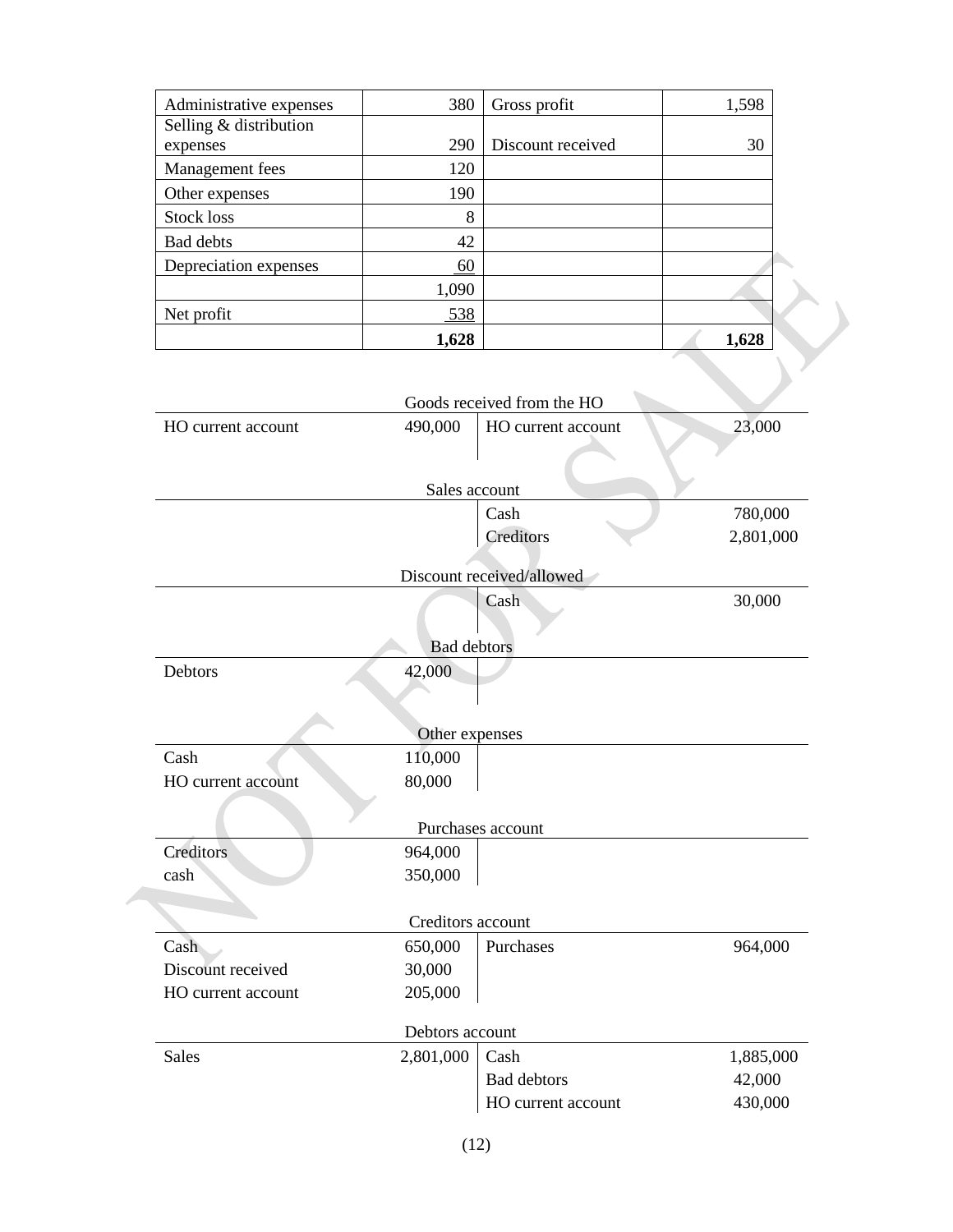| Administrative expenses | 380 | Gross profit | 1,598 |
|---|---|---|---|
| Selling & distribution expenses | 290 | Discount received | 30 |
| Management fees | 120 | | |
| Other expenses | 190 | | |
| Stock loss | 8 | | |
| Bad debts | 42 | | |
| Depreciation expenses | 60 | | |
| | 1,090 | | |
| Net profit | 538 | | |
| | **1,628** | | **1,628** |

**Goods received from the HO**

| | | | |
|---|---|---|---|
| HO current account | 490,000 | HO current account | 23,000 |

**Sales account**

| | | | |
|---|---|---|---|
| | | Cash | 780,000 |
| | | Creditors | 2,801,000 |

**Discount received/allowed**

| | | | |
|---|---|---|---|
| | | Cash | 30,000 |

**Bad debtors**

| | | | |
|---|---|---|---|
| Debtors | 42,000 | | |

**Other expenses**

| | | | |
|---|---|---|---|
| Cash | 110,000 | | |
| HO current account | 80,000 | | |

**Purchases account**

| | | | |
|---|---|---|---|
| Creditors | 964,000 | | |
| cash | 350,000 | | |

**Creditors account**

| | | | |
|---|---|---|---|
| Cash | 650,000 | Purchases | 964,000 |
| Discount received | 30,000 | | |
| HO current account | 205,000 | | |

**Debtors account**

| | | | |
|---|---|---|---|
| Sales | 2,801,000 | Cash | 1,885,000 |
| | | Bad debtors | 42,000 |
| | | HO current account | 430,000 |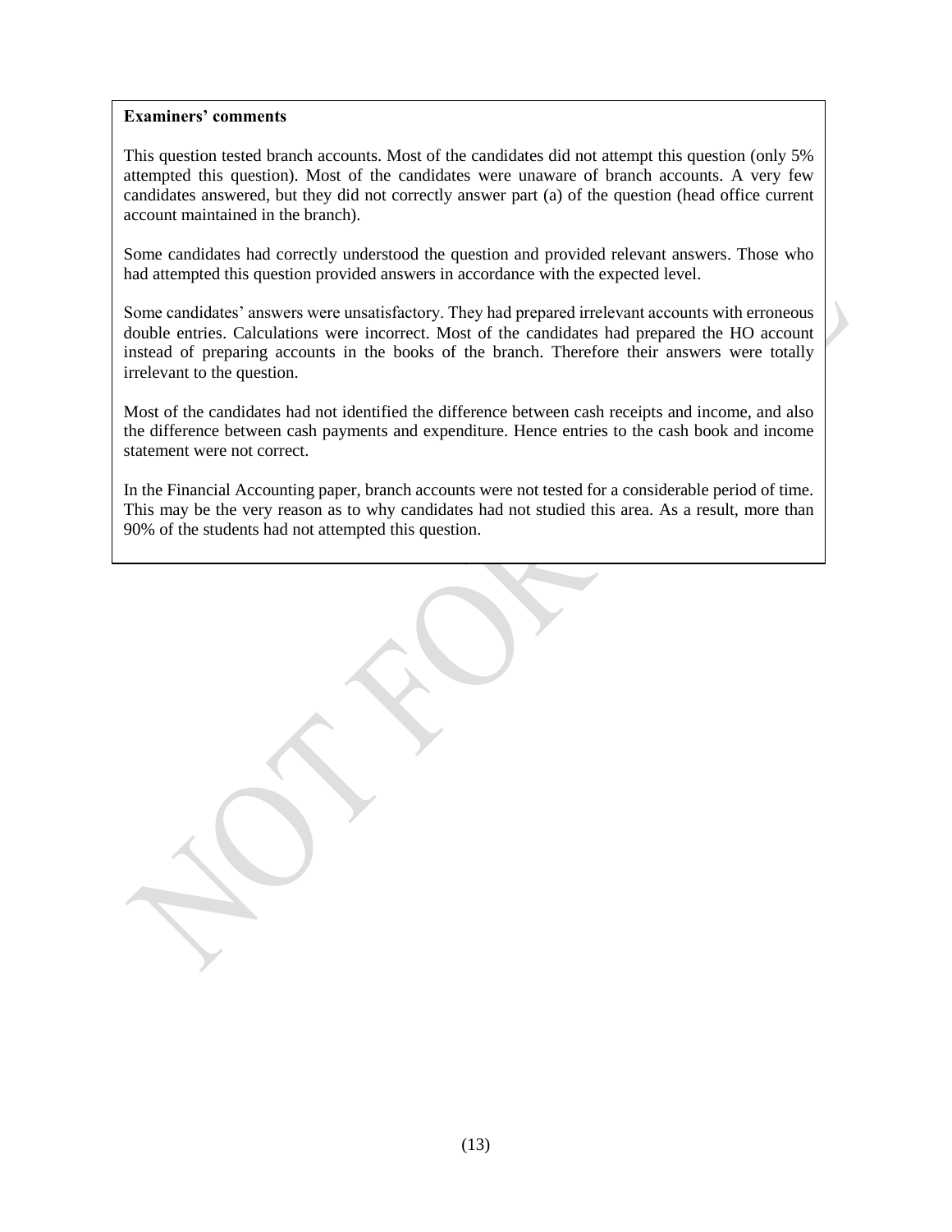**Examiners' comments**

This question tested branch accounts. Most of the candidates did not attempt this question (only 5% attempted this question). Most of the candidates were unaware of branch accounts. A very few candidates answered, but they did not correctly answer part (a) of the question (head office current account maintained in the branch).

Some candidates had correctly understood the question and provided relevant answers. Those who had attempted this question provided answers in accordance with the expected level.

Some candidates' answers were unsatisfactory. They had prepared irrelevant accounts with erroneous double entries. Calculations were incorrect. Most of the candidates had prepared the HO account instead of preparing accounts in the books of the branch. Therefore their answers were totally irrelevant to the question.

Most of the candidates had not identified the difference between cash receipts and income, and also the difference between cash payments and expenditure. Hence entries to the cash book and income statement were not correct.

In the Financial Accounting paper, branch accounts were not tested for a considerable period of time. This may be the very reason as to why candidates had not studied this area. As a result, more than 90% of the students had not attempted this question.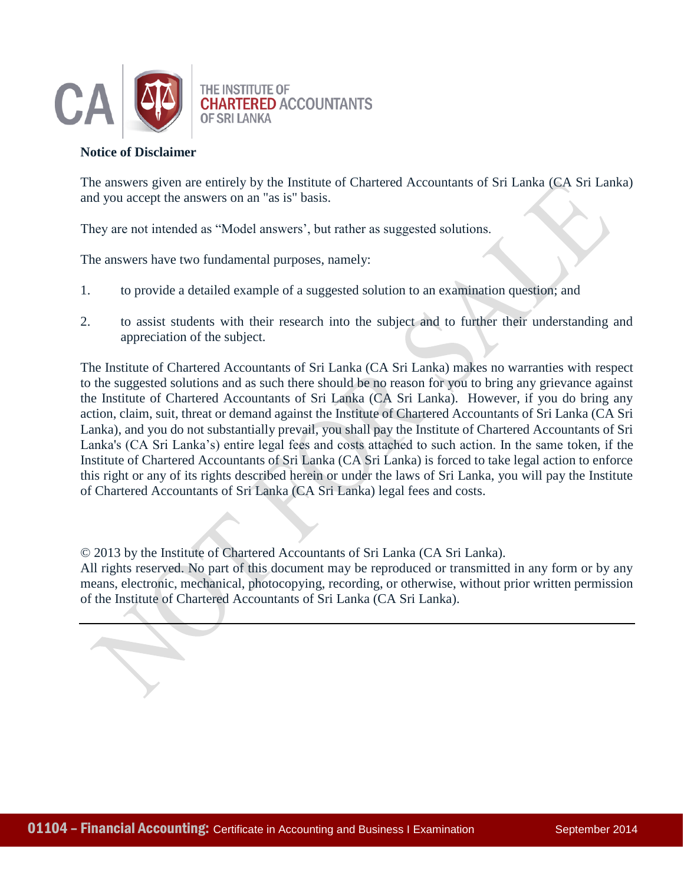THE INSTITUTE OF CHARTERED ACCOUNTANTS OF SRI LANKA

**Notice of Disclaimer**

The answers given are entirely by the Institute of Chartered Accountants of Sri Lanka (CA Sri Lanka) and you accept the answers on an "as is" basis.

They are not intended as "Model answers', but rather as suggested solutions.

The answers have two fundamental purposes, namely:

1. to provide a detailed example of a suggested solution to an examination question; and

2. to assist students with their research into the subject and to further their understanding and appreciation of the subject.

The Institute of Chartered Accountants of Sri Lanka (CA Sri Lanka) makes no warranties with respect to the suggested solutions and as such there should be no reason for you to bring any grievance against the Institute of Chartered Accountants of Sri Lanka (CA Sri Lanka). However, if you do bring any action, claim, suit, threat or demand against the Institute of Chartered Accountants of Sri Lanka (CA Sri Lanka), and you do not substantially prevail, you shall pay the Institute of Chartered Accountants of Sri Lanka's (CA Sri Lanka's) entire legal fees and costs attached to such action. In the same token, if the Institute of Chartered Accountants of Sri Lanka (CA Sri Lanka) is forced to take legal action to enforce this right or any of its rights described herein or under the laws of Sri Lanka, you will pay the Institute of Chartered Accountants of Sri Lanka (CA Sri Lanka) legal fees and costs.

© 2013 by the Institute of Chartered Accountants of Sri Lanka (CA Sri Lanka).
All rights reserved. No part of this document may be reproduced or transmitted in any form or by any means, electronic, mechanical, photocopying, recording, or otherwise, without prior written permission of the Institute of Chartered Accountants of Sri Lanka (CA Sri Lanka).